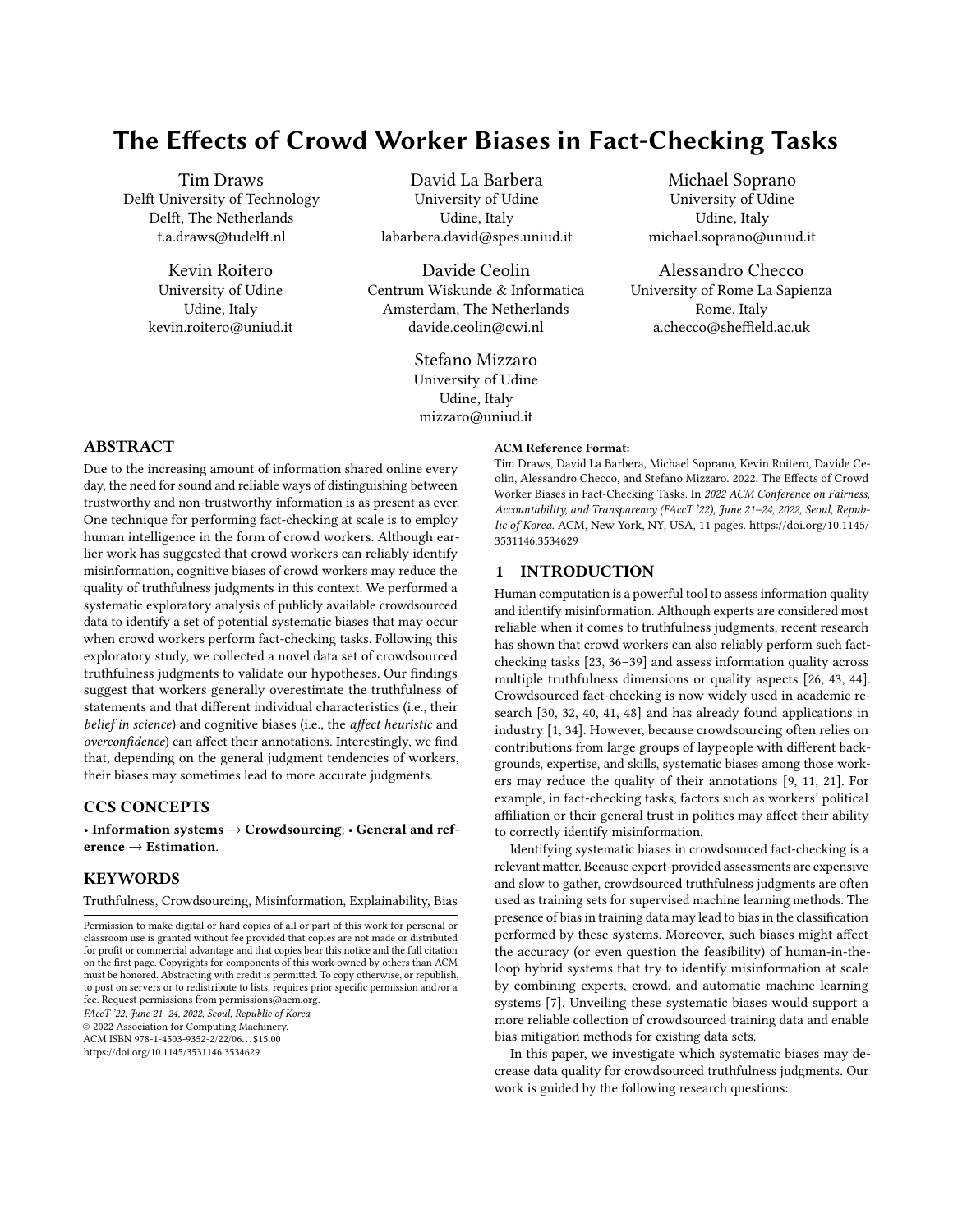# The Effects of Crowd Worker Biases in Fact-Checking Tasks

Tim Draws
Delft University of Technology
Delft, The Netherlands
t.a.draws@tudelft.nl

David La Barbera
University of Udine
Udine, Italy
labarbera.david@spes.uniud.it

Michael Soprano
University of Udine
Udine, Italy
michael.soprano@uniud.it

Kevin Roitero
University of Udine
Udine, Italy
kevin.roitero@uniud.it

Davide Ceolin
Centrum Wiskunde & Informatica
Amsterdam, The Netherlands
davide.ceolin@cwi.nl

Alessandro Checco
University of Rome La Sapienza
Rome, Italy
a.checco@sheffield.ac.uk

Stefano Mizzaro
University of Udine
Udine, Italy
mizzaro@uniud.it

## ABSTRACT

Due to the increasing amount of information shared online every day, the need for sound and reliable ways of distinguishing between trustworthy and non-trustworthy information is as present as ever. One technique for performing fact-checking at scale is to employ human intelligence in the form of crowd workers. Although earlier work has suggested that crowd workers can reliably identify misinformation, cognitive biases of crowd workers may reduce the quality of truthfulness judgments in this context. We performed a systematic exploratory analysis of publicly available crowdsourced data to identify a set of potential systematic biases that may occur when crowd workers perform fact-checking tasks. Following this exploratory study, we collected a novel data set of crowdsourced truthfulness judgments to validate our hypotheses. Our findings suggest that workers generally overestimate the truthfulness of statements and that different individual characteristics (i.e., their *belief in science*) and cognitive biases (i.e., the *affect heuristic* and *overconfidence*) can affect their annotations. Interestingly, we find that, depending on the general judgment tendencies of workers, their biases may sometimes lead to more accurate judgments.

## CCS CONCEPTS

• **Information systems → Crowdsourcing**; • **General and reference → Estimation**.

## KEYWORDS

Truthfulness, Crowdsourcing, Misinformation, Explainability, Bias

Permission to make digital or hard copies of all or part of this work for personal or classroom use is granted without fee provided that copies are not made or distributed for profit or commercial advantage and that copies bear this notice and the full citation on the first page. Copyrights for components of this work owned by others than ACM must be honored. Abstracting with credit is permitted. To copy otherwise, or republish, to post on servers or to redistribute to lists, requires prior specific permission and/or a fee. Request permissions from permissions@acm.org.
*FAccT '22, June 21–24, 2022, Seoul, Republic of Korea*
© 2022 Association for Computing Machinery.
ACM ISBN 978-1-4503-9352-2/22/06…$15.00
https://doi.org/10.1145/3531146.3534629

**ACM Reference Format:**
Tim Draws, David La Barbera, Michael Soprano, Kevin Roitero, Davide Ceolin, Alessandro Checco, and Stefano Mizzaro. 2022. The Effects of Crowd Worker Biases in Fact-Checking Tasks. In *2022 ACM Conference on Fairness, Accountability, and Transparency (FAccT '22), June 21–24, 2022, Seoul, Republic of Korea.* ACM, New York, NY, USA, 11 pages. https://doi.org/10.1145/3531146.3534629

## 1 INTRODUCTION

Human computation is a powerful tool to assess information quality and identify misinformation. Although experts are considered most reliable when it comes to truthfulness judgments, recent research has shown that crowd workers can also reliably perform such fact-checking tasks [23, 36–39] and assess information quality across multiple truthfulness dimensions or quality aspects [26, 43, 44]. Crowdsourced fact-checking is now widely used in academic research [30, 32, 40, 41, 48] and has already found applications in industry [1, 34]. However, because crowdsourcing often relies on contributions from large groups of laypeople with different backgrounds, expertise, and skills, systematic biases among those workers may reduce the quality of their annotations [9, 11, 21]. For example, in fact-checking tasks, factors such as workers' political affiliation or their general trust in politics may affect their ability to correctly identify misinformation.

Identifying systematic biases in crowdsourced fact-checking is a relevant matter. Because expert-provided assessments are expensive and slow to gather, crowdsourced truthfulness judgments are often used as training sets for supervised machine learning methods. The presence of bias in training data may lead to bias in the classification performed by these systems. Moreover, such biases might affect the accuracy (or even question the feasibility) of human-in-the-loop hybrid systems that try to identify misinformation at scale by combining experts, crowd, and automatic machine learning systems [7]. Unveiling these systematic biases would support a more reliable collection of crowdsourced training data and enable bias mitigation methods for existing data sets.

In this paper, we investigate which systematic biases may decrease data quality for crowdsourced truthfulness judgments. Our work is guided by the following research questions: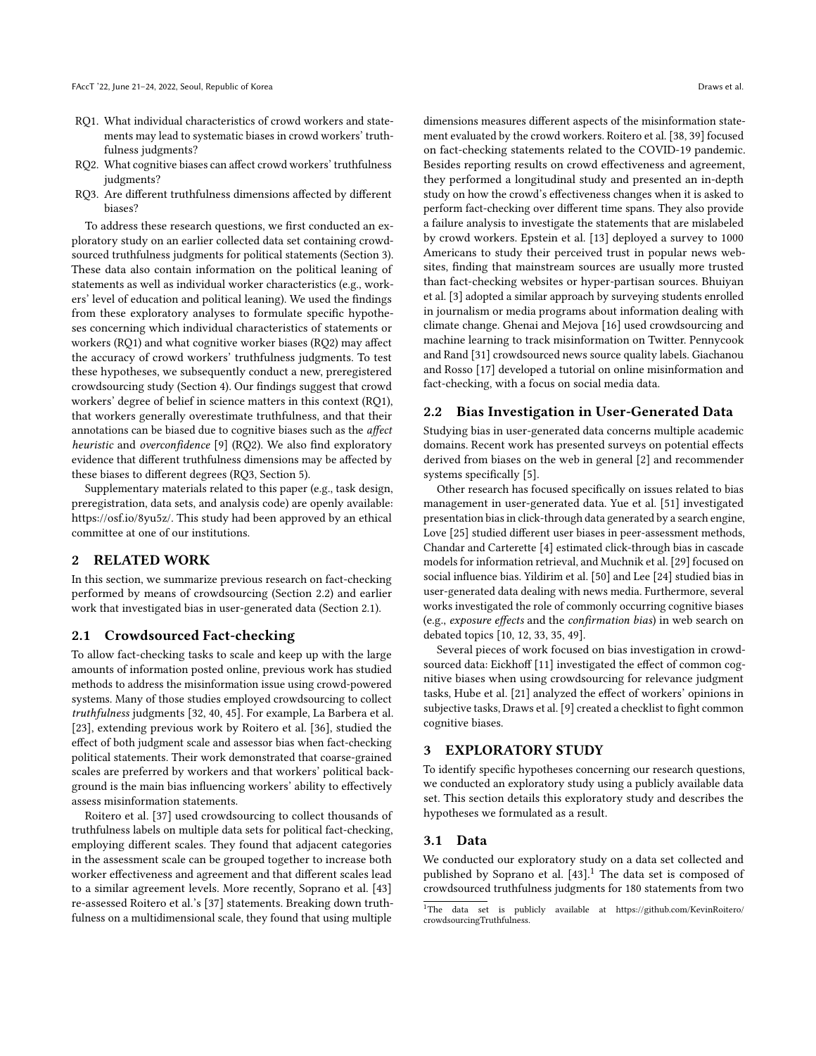RQ1. What individual characteristics of crowd workers and statements may lead to systematic biases in crowd workers' truthfulness judgments?

RQ2. What cognitive biases can affect crowd workers' truthfulness judgments?

RQ3. Are different truthfulness dimensions affected by different biases?

To address these research questions, we first conducted an exploratory study on an earlier collected data set containing crowdsourced truthfulness judgments for political statements (Section 3). These data also contain information on the political leaning of statements as well as individual worker characteristics (e.g., workers' level of education and political leaning). We used the findings from these exploratory analyses to formulate specific hypotheses concerning which individual characteristics of statements or workers (RQ1) and what cognitive worker biases (RQ2) may affect the accuracy of crowd workers' truthfulness judgments. To test these hypotheses, we subsequently conduct a new, preregistered crowdsourcing study (Section 4). Our findings suggest that crowd workers' degree of belief in science matters in this context (RQ1), that workers generally overestimate truthfulness, and that their annotations can be biased due to cognitive biases such as the *affect heuristic* and *overconfidence* [9] (RQ2). We also find exploratory evidence that different truthfulness dimensions may be affected by these biases to different degrees (RQ3, Section 5).

Supplementary materials related to this paper (e.g., task design, preregistration, data sets, and analysis code) are openly available: https://osf.io/8yu5z/. This study had been approved by an ethical committee at one of our institutions.

## 2 RELATED WORK

In this section, we summarize previous research on fact-checking performed by means of crowdsourcing (Section 2.2) and earlier work that investigated bias in user-generated data (Section 2.1).

### 2.1 Crowdsourced Fact-checking

To allow fact-checking tasks to scale and keep up with the large amounts of information posted online, previous work has studied methods to address the misinformation issue using crowd-powered systems. Many of those studies employed crowdsourcing to collect *truthfulness* judgments [32, 40, 45]. For example, La Barbera et al. [23], extending previous work by Roitero et al. [36], studied the effect of both judgment scale and assessor bias when fact-checking political statements. Their work demonstrated that coarse-grained scales are preferred by workers and that workers' political background is the main bias influencing workers' ability to effectively assess misinformation statements.

Roitero et al. [37] used crowdsourcing to collect thousands of truthfulness labels on multiple data sets for political fact-checking, employing different scales. They found that adjacent categories in the assessment scale can be grouped together to increase both worker effectiveness and agreement and that different scales lead to a similar agreement levels. More recently, Soprano et al. [43] re-assessed Roitero et al.'s [37] statements. Breaking down truthfulness on a multidimensional scale, they found that using multiple dimensions measures different aspects of the misinformation statement evaluated by the crowd workers. Roitero et al. [38, 39] focused on fact-checking statements related to the COVID-19 pandemic. Besides reporting results on crowd effectiveness and agreement, they performed a longitudinal study and presented an in-depth study on how the crowd's effectiveness changes when it is asked to perform fact-checking over different time spans. They also provide a failure analysis to investigate the statements that are mislabeled by crowd workers. Epstein et al. [13] deployed a survey to 1000 Americans to study their perceived trust in popular news websites, finding that mainstream sources are usually more trusted than fact-checking websites or hyper-partisan sources. Bhuiyan et al. [3] adopted a similar approach by surveying students enrolled in journalism or media programs about information dealing with climate change. Ghenai and Mejova [16] used crowdsourcing and machine learning to track misinformation on Twitter. Pennycook and Rand [31] crowdsourced news source quality labels. Giachanou and Rosso [17] developed a tutorial on online misinformation and fact-checking, with a focus on social media data.

### 2.2 Bias Investigation in User-Generated Data

Studying bias in user-generated data concerns multiple academic domains. Recent work has presented surveys on potential effects derived from biases on the web in general [2] and recommender systems specifically [5].

Other research has focused specifically on issues related to bias management in user-generated data. Yue et al. [51] investigated presentation bias in click-through data generated by a search engine, Love [25] studied different user biases in peer-assessment methods, Chandar and Carterette [4] estimated click-through bias in cascade models for information retrieval, and Muchnik et al. [29] focused on social influence bias. Yildirim et al. [50] and Lee [24] studied bias in user-generated data dealing with news media. Furthermore, several works investigated the role of commonly occurring cognitive biases (e.g., *exposure effects* and the *confirmation bias*) in web search on debated topics [10, 12, 33, 35, 49].

Several pieces of work focused on bias investigation in crowdsourced data: Eickhoff [11] investigated the effect of common cognitive biases when using crowdsourcing for relevance judgment tasks, Hube et al. [21] analyzed the effect of workers' opinions in subjective tasks, Draws et al. [9] created a checklist to fight common cognitive biases.

## 3 EXPLORATORY STUDY

To identify specific hypotheses concerning our research questions, we conducted an exploratory study using a publicly available data set. This section details this exploratory study and describes the hypotheses we formulated as a result.

### 3.1 Data

We conducted our exploratory study on a data set collected and published by Soprano et al. [43].[1] The data set is composed of crowdsourced truthfulness judgments for 180 statements from two

[1] The data set is publicly available at https://github.com/KevinRoitero/crowdsourcingTruthfulness.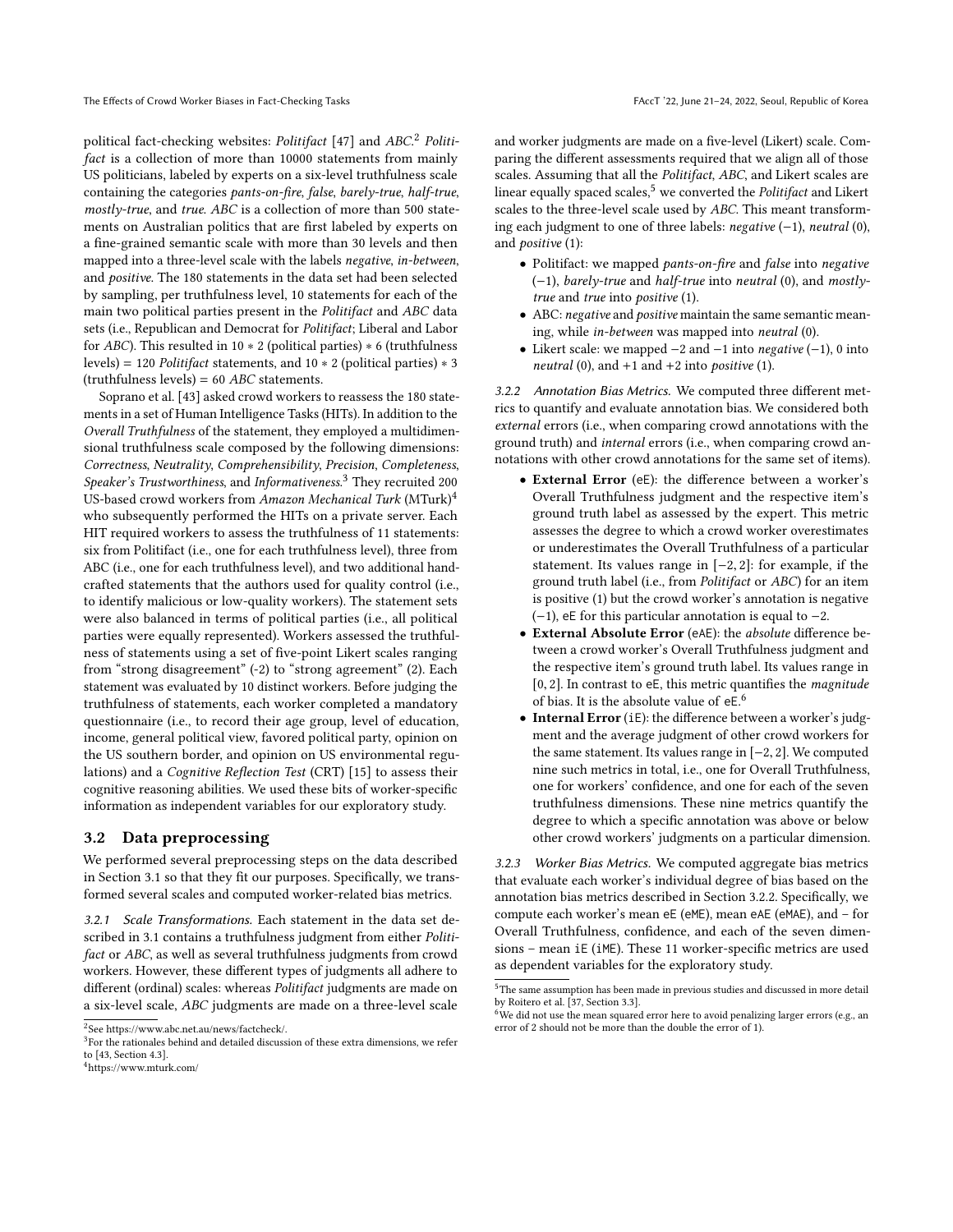political fact-checking websites: *Politifact* [47] and *ABC*.[2] *Politifact* is a collection of more than 10000 statements from mainly US politicians, labeled by experts on a six-level truthfulness scale containing the categories *pants-on-fire*, *false*, *barely-true*, *half-true*, *mostly-true*, and *true*. *ABC* is a collection of more than 500 statements on Australian politics that are first labeled by experts on a fine-grained semantic scale with more than 30 levels and then mapped into a three-level scale with the labels *negative*, *in-between*, and *positive*. The 180 statements in the data set had been selected by sampling, per truthfulness level, 10 statements for each of the main two political parties present in the *Politifact* and *ABC* data sets (i.e., Republican and Democrat for *Politifact*; Liberal and Labor for *ABC*). This resulted in $10 * 2$ (political parties) $* 6$ (truthfulness levels) $= 120$ *Politifact* statements, and $10 * 2$ (political parties) $* 3$ (truthfulness levels) $= 60$ *ABC* statements.

Soprano et al. [43] asked crowd workers to reassess the 180 statements in a set of Human Intelligence Tasks (HITs). In addition to the *Overall Truthfulness* of the statement, they employed a multidimensional truthfulness scale composed by the following dimensions: *Correctness*, *Neutrality*, *Comprehensibility*, *Precision*, *Completeness*, *Speaker's Trustworthiness*, and *Informativeness*.[3] They recruited 200 US-based crowd workers from *Amazon Mechanical Turk* (MTurk)[4] who subsequently performed the HITs on a private server. Each HIT required workers to assess the truthfulness of 11 statements: six from Politifact (i.e., one for each truthfulness level), three from ABC (i.e., one for each truthfulness level), and two additional handcrafted statements that the authors used for quality control (i.e., to identify malicious or low-quality workers). The statement sets were also balanced in terms of political parties (i.e., all political parties were equally represented). Workers assessed the truthfulness of statements using a set of five-point Likert scales ranging from "strong disagreement" (-2) to "strong agreement" (2). Each statement was evaluated by 10 distinct workers. Before judging the truthfulness of statements, each worker completed a mandatory questionnaire (i.e., to record their age group, level of education, income, general political view, favored political party, opinion on the US southern border, and opinion on US environmental regulations) and a *Cognitive Reflection Test* (CRT) [15] to assess their cognitive reasoning abilities. We used these bits of worker-specific information as independent variables for our exploratory study.

## 3.2 Data preprocessing

We performed several preprocessing steps on the data described in Section 3.1 so that they fit our purposes. Specifically, we transformed several scales and computed worker-related bias metrics.

*3.2.1 Scale Transformations.* Each statement in the data set described in 3.1 contains a truthfulness judgment from either *Politifact* or *ABC*, as well as several truthfulness judgments from crowd workers. However, these different types of judgments all adhere to different (ordinal) scales: whereas *Politifact* judgments are made on a six-level scale, *ABC* judgments are made on a three-level scale and worker judgments are made on a five-level (Likert) scale. Comparing the different assessments required that we align all of those scales. Assuming that all the *Politifact*, *ABC*, and Likert scales are linear equally spaced scales,[5] we converted the *Politifact* and Likert scales to the three-level scale used by *ABC*. This meant transforming each judgment to one of three labels: *negative* ($-1$), *neutral* (0), and *positive* (1):

- Politifact: we mapped *pants-on-fire* and *false* into *negative* ($-1$), *barely-true* and *half-true* into *neutral* (0), and *mostly-true* and *true* into *positive* (1).
- ABC: *negative* and *positive* maintain the same semantic meaning, while *in-between* was mapped into *neutral* (0).
- Likert scale: we mapped $-2$ and $-1$ into *negative* ($-1$), 0 into *neutral* (0), and $+1$ and $+2$ into *positive* (1).

*3.2.2 Annotation Bias Metrics.* We computed three different metrics to quantify and evaluate annotation bias. We considered both *external* errors (i.e., when comparing crowd annotations with the ground truth) and *internal* errors (i.e., when comparing crowd annotations with other crowd annotations for the same set of items).

- **External Error** (eE): the difference between a worker's Overall Truthfulness judgment and the respective item's ground truth label as assessed by the expert. This metric assesses the degree to which a crowd worker overestimates or underestimates the Overall Truthfulness of a particular statement. Its values range in $[-2, 2]$: for example, if the ground truth label (i.e., from *Politifact* or *ABC*) for an item is positive (1) but the crowd worker's annotation is negative ($-1$), eE for this particular annotation is equal to $-2$.
- **External Absolute Error** (eAE): the *absolute* difference between a crowd worker's Overall Truthfulness judgment and the respective item's ground truth label. Its values range in $[0, 2]$. In contrast to eE, this metric quantifies the *magnitude* of bias. It is the absolute value of eE.[6]
- **Internal Error** (iE): the difference between a worker's judgment and the average judgment of other crowd workers for the same statement. Its values range in $[-2, 2]$. We computed nine such metrics in total, i.e., one for Overall Truthfulness, one for workers' confidence, and one for each of the seven truthfulness dimensions. These nine metrics quantify the degree to which a specific annotation was above or below other crowd workers' judgments on a particular dimension.

*3.2.3 Worker Bias Metrics.* We computed aggregate bias metrics that evaluate each worker's individual degree of bias based on the annotation bias metrics described in Section 3.2.2. Specifically, we compute each worker's mean eE (eME), mean eAE (eMAE), and – for Overall Truthfulness, confidence, and each of the seven dimensions – mean iE (iME). These 11 worker-specific metrics are used as dependent variables for the exploratory study.

---

[2] See https://www.abc.net.au/news/factcheck/.

[3] For the rationales behind and detailed discussion of these extra dimensions, we refer to [43, Section 4.3].

[4] https://www.mturk.com/

[5] The same assumption has been made in previous studies and discussed in more detail by Roitero et al. [37, Section 3.3].

[6] We did not use the mean squared error here to avoid penalizing larger errors (e.g., an error of 2 should not be more than the double the error of 1).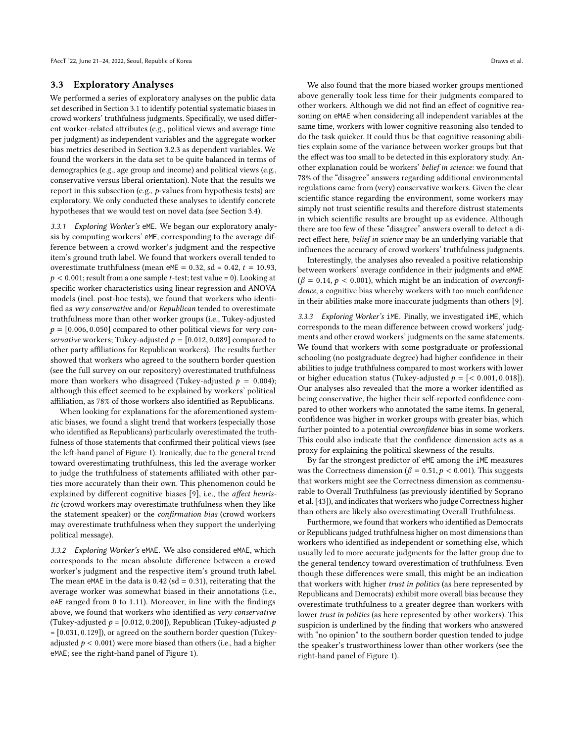### 3.3 Exploratory Analyses

We performed a series of exploratory analyses on the public data set described in Section 3.1 to identify potential systematic biases in crowd workers' truthfulness judgments. Specifically, we used different worker-related attributes (e.g., political views and average time per judgment) as independent variables and the aggregate worker bias metrics described in Section 3.2.3 as dependent variables. We found the workers in the data set to be quite balanced in terms of demographics (e.g., age group and income) and political views (e.g., conservative versus liberal orientation). Note that the results we report in this subsection (e.g., $p$-values from hypothesis tests) are exploratory. We only conducted these analyses to identify concrete hypotheses that we would test on novel data (see Section 3.4).

*3.3.1 Exploring Worker's* `eME`. We began our exploratory analysis by computing workers' `eME`, corresponding to the average difference between a crowd worker's judgment and the respective item's ground truth label. We found that workers overall tended to overestimate truthfulness (mean `eME` = 0.32, sd = 0.42, $t = 10.93$, $p < 0.001$; result from a one sample $t$-test; test value = 0). Looking at specific worker characteristics using linear regression and ANOVA models (incl. post-hoc tests), we found that workers who identified as *very conservative* and/or *Republican* tended to overestimate truthfulness more than other worker groups (i.e., Tukey-adjusted $p = [0.006, 0.050]$ compared to other political views for *very conservative* workers; Tukey-adjusted $p = [0.012, 0.089]$ compared to other party affiliations for Republican workers). The results further showed that workers who agreed to the southern border question (see the full survey on our repository) overestimated truthfulness more than workers who disagreed (Tukey-adjusted $p = 0.004$); although this effect seemed to be explained by workers' political affiliation, as 78% of those workers also identified as Republicans.

When looking for explanations for the aforementioned systematic biases, we found a slight trend that workers (especially those who identified as Republicans) particularly overestimated the truthfulness of those statements that confirmed their political views (see the left-hand panel of Figure 1). Ironically, due to the general trend toward overestimating truthfulness, this led the average worker to judge the truthfulness of statements affiliated with other parties more accurately than their own. This phenomenon could be explained by different cognitive biases [9], i.e., the *affect heuristic* (crowd workers may overestimate truthfulness when they like the statement speaker) or the *confirmation bias* (crowd workers may overestimate truthfulness when they support the underlying political message).

*3.3.2 Exploring Worker's* `eMAE`. We also considered `eMAE`, which corresponds to the mean absolute difference between a crowd worker's judgment and the respective item's ground truth label. The mean `eMAE` in the data is 0.42 (sd = 0.31), reiterating that the average worker was somewhat biased in their annotations (i.e., `eAE` ranged from 0 to 1.11). Moreover, in line with the findings above, we found that workers who identified as *very conservative* (Tukey-adjusted $p = [0.012, 0.200]$), Republican (Tukey-adjusted $p = [0.031, 0.129]$), or agreed on the southern border question (Tukey-adjusted $p < 0.001$) were more biased than others (i.e., had a higher `eMAE`; see the right-hand panel of Figure 1).

We also found that the more biased worker groups mentioned above generally took less time for their judgments compared to other workers. Although we did not find an effect of cognitive reasoning on `eMAE` when considering all independent variables at the same time, workers with lower cognitive reasoning also tended to do the task quicker. It could thus be that cognitive reasoning abilities explain some of the variance between worker groups but that the effect was too small to be detected in this exploratory study. Another explanation could be workers' *belief in science*: we found that 78% of the "disagree" answers regarding additional environmental regulations came from (very) conservative workers. Given the clear scientific stance regarding the environment, some workers may simply not trust scientific results and therefore distrust statements in which scientific results are brought up as evidence. Although there are too few of these "disagree" answers overall to detect a direct effect here, *belief in science* may be an underlying variable that influences the accuracy of crowd workers' truthfulness judgments.

Interestingly, the analyses also revealed a positive relationship between workers' average confidence in their judgments and `eMAE` ($\beta = 0.14$, $p < 0.001$), which might be an indication of *overconfidence*, a cognitive bias whereby workers with too much confidence in their abilities make more inaccurate judgments than others [9].

*3.3.3 Exploring Worker's* `iME`. Finally, we investigated `iME`, which corresponds to the mean difference between crowd workers' judgments and other crowd workers' judgments on the same statements. We found that workers with some postgraduate or professional schooling (no postgraduate degree) had higher confidence in their abilities to judge truthfulness compared to most workers with lower or higher education status (Tukey-adjusted $p = [< 0.001, 0.018]$). Our analyses also revealed that the more a worker identified as being conservative, the higher their self-reported confidence compared to other workers who annotated the same items. In general, confidence was higher in worker groups with greater bias, which further pointed to a potential *overconfidence* bias in some workers. This could also indicate that the confidence dimension acts as a proxy for explaining the political skewness of the results.

By far the strongest predictor of `eME` among the `iME` measures was the Correctness dimension ($\beta = 0.51, p < 0.001$). This suggests that workers might see the Correctness dimension as commensurable to Overall Truthfulness (as previously identified by Soprano et al. [43]), and indicates that workers who judge Correctness higher than others are likely also overestimating Overall Truthfulness.

Furthermore, we found that workers who identified as Democrats or Republicans judged truthfulness higher on most dimensions than workers who identified as independent or something else, which usually led to more accurate judgments for the latter group due to the general tendency toward overestimation of truthfulness. Even though these differences were small, this might be an indication that workers with higher *trust in politics* (as here represented by Republicans and Democrats) exhibit more overall bias because they overestimate truthfulness to a greater degree than workers with lower *trust in politics* (as here represented by other workers). This suspicion is underlined by the finding that workers who answered with "no opinion" to the southern border question tended to judge the speaker's trustworthiness lower than other workers (see the right-hand panel of Figure 1).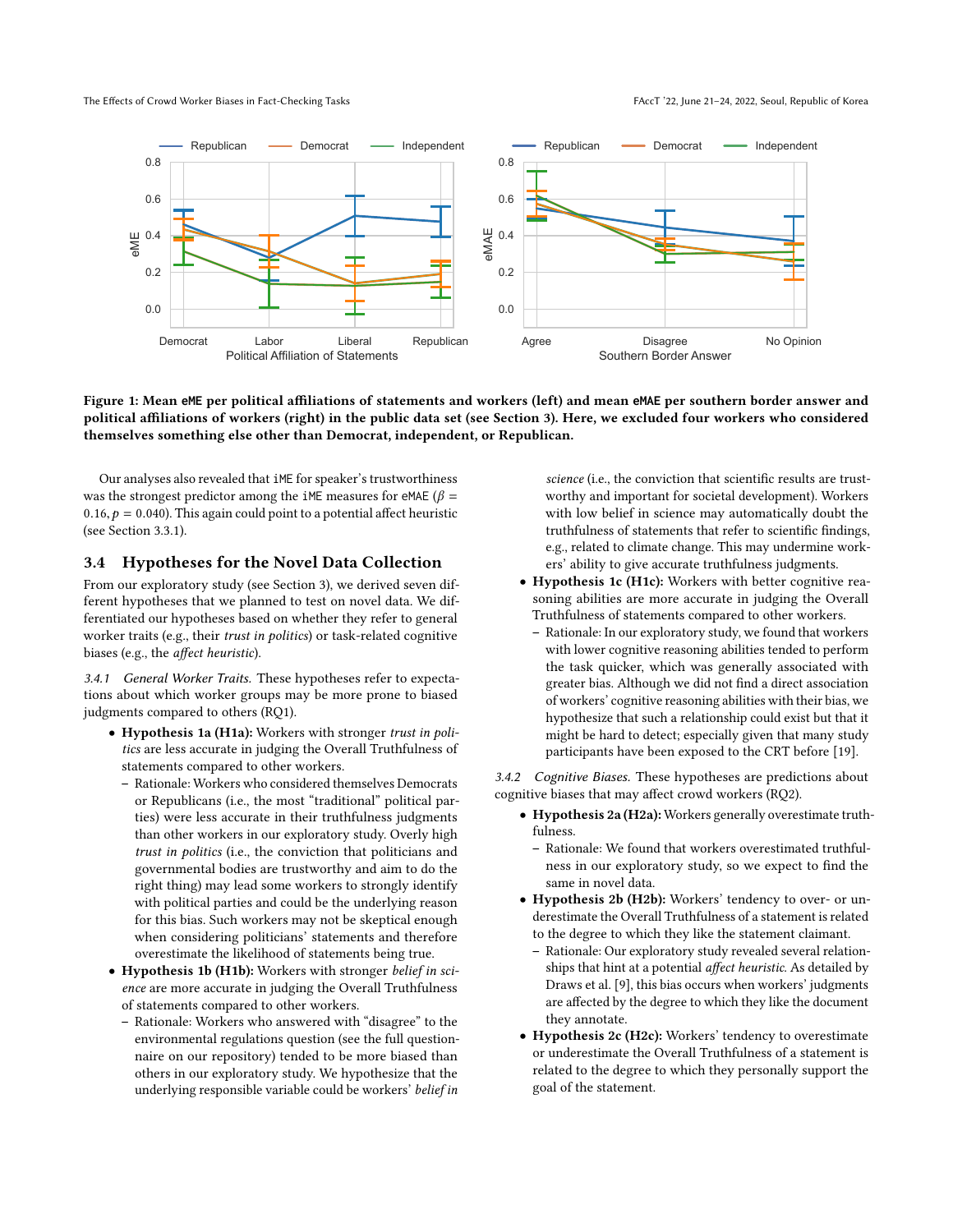Figure 1: Mean eME per political affiliations of statements and workers (left) and mean eMAE per southern border answer and political affiliations of workers (right) in the public data set (see Section 3). Here, we excluded four workers who considered themselves something else other than Democrat, independent, or Republican.

Our analyses also revealed that iME for speaker's trustworthiness was the strongest predictor among the iME measures for eMAE ($\beta = 0.16, p = 0.040$). This again could point to a potential affect heuristic (see Section 3.3.1).

## 3.4 Hypotheses for the Novel Data Collection

From our exploratory study (see Section 3), we derived seven different hypotheses that we planned to test on novel data. We differentiated our hypotheses based on whether they refer to general worker traits (e.g., their *trust in politics*) or task-related cognitive biases (e.g., the *affect heuristic*).

*3.4.1 General Worker Traits.* These hypotheses refer to expectations about which worker groups may be more prone to biased judgments compared to others (RQ1).

- **Hypothesis 1a (H1a):** Workers with stronger *trust in politics* are less accurate in judging the Overall Truthfulness of statements compared to other workers.
  - Rationale: Workers who considered themselves Democrats or Republicans (i.e., the most "traditional" political parties) were less accurate in their truthfulness judgments than other workers in our exploratory study. Overly high *trust in politics* (i.e., the conviction that politicians and governmental bodies are trustworthy and aim to do the right thing) may lead some workers to strongly identify with political parties and could be the underlying reason for this bias. Such workers may not be skeptical enough when considering politicians' statements and therefore overestimate the likelihood of statements being true.
- **Hypothesis 1b (H1b):** Workers with stronger *belief in science* are more accurate in judging the Overall Truthfulness of statements compared to other workers.
  - Rationale: Workers who answered with "disagree" to the environmental regulations question (see the full questionnaire on our repository) tended to be more biased than others in our exploratory study. We hypothesize that the underlying responsible variable could be workers' *belief in science* (i.e., the conviction that scientific results are trustworthy and important for societal development). Workers with low belief in science may automatically doubt the truthfulness of statements that refer to scientific findings, e.g., related to climate change. This may undermine workers' ability to give accurate truthfulness judgments.
- **Hypothesis 1c (H1c):** Workers with better cognitive reasoning abilities are more accurate in judging the Overall Truthfulness of statements compared to other workers.
  - Rationale: In our exploratory study, we found that workers with lower cognitive reasoning abilities tended to perform the task quicker, which was generally associated with greater bias. Although we did not find a direct association of workers' cognitive reasoning abilities with their bias, we hypothesize that such a relationship could exist but that it might be hard to detect; especially given that many study participants have been exposed to the CRT before [19].

*3.4.2 Cognitive Biases.* These hypotheses are predictions about cognitive biases that may affect crowd workers (RQ2).

- **Hypothesis 2a (H2a):** Workers generally overestimate truthfulness.
  - Rationale: We found that workers overestimated truthfulness in our exploratory study, so we expect to find the same in novel data.
- **Hypothesis 2b (H2b):** Workers' tendency to over- or underestimate the Overall Truthfulness of a statement is related to the degree to which they like the statement claimant.
  - Rationale: Our exploratory study revealed several relationships that hint at a potential *affect heuristic*. As detailed by Draws et al. [9], this bias occurs when workers' judgments are affected by the degree to which they like the document they annotate.
- **Hypothesis 2c (H2c):** Workers' tendency to overestimate or underestimate the Overall Truthfulness of a statement is related to the degree to which they personally support the goal of the statement.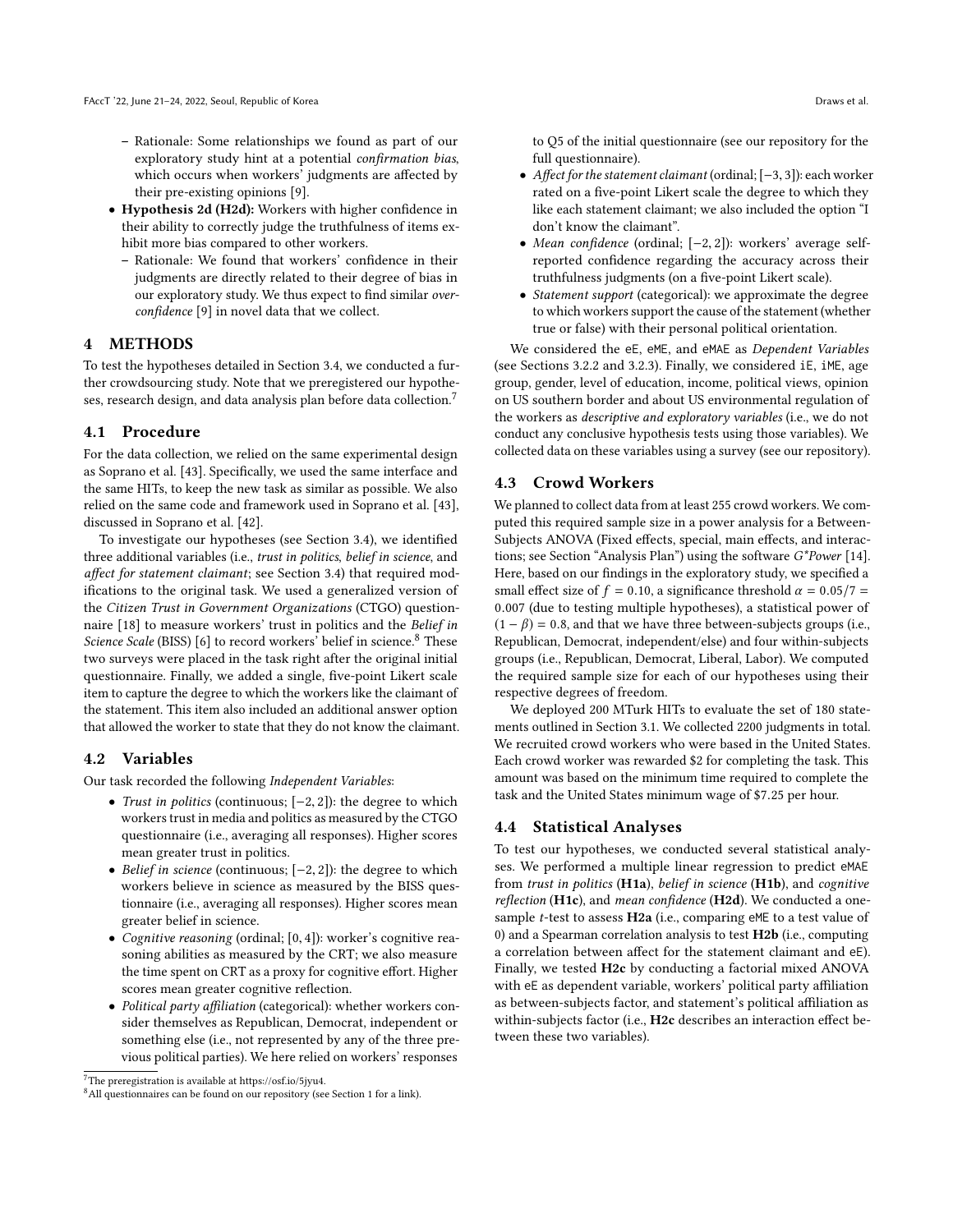- Rationale: Some relationships we found as part of our exploratory study hint at a potential *confirmation bias*, which occurs when workers' judgments are affected by their pre-existing opinions [9].

- **Hypothesis 2d (H2d):** Workers with higher confidence in their ability to correctly judge the truthfulness of items exhibit more bias compared to other workers.
  - Rationale: We found that workers' confidence in their judgments are directly related to their degree of bias in our exploratory study. We thus expect to find similar *overconfidence* [9] in novel data that we collect.

# 4 METHODS

To test the hypotheses detailed in Section 3.4, we conducted a further crowdsourcing study. Note that we preregistered our hypotheses, research design, and data analysis plan before data collection.[7]

## 4.1 Procedure

For the data collection, we relied on the same experimental design as Soprano et al. [43]. Specifically, we used the same interface and the same HITs, to keep the new task as similar as possible. We also relied on the same code and framework used in Soprano et al. [43], discussed in Soprano et al. [42].

To investigate our hypotheses (see Section 3.4), we identified three additional variables (i.e., *trust in politics*, *belief in science*, and *affect for statement claimant*; see Section 3.4) that required modifications to the original task. We used a generalized version of the *Citizen Trust in Government Organizations* (CTGO) questionnaire [18] to measure workers' trust in politics and the *Belief in Science Scale* (BISS) [6] to record workers' belief in science.[8] These two surveys were placed in the task right after the original initial questionnaire. Finally, we added a single, five-point Likert scale item to capture the degree to which the workers like the claimant of the statement. This item also included an additional answer option that allowed the worker to state that they do not know the claimant.

## 4.2 Variables

Our task recorded the following *Independent Variables*:

- *Trust in politics* (continuous; $[-2, 2]$): the degree to which workers trust in media and politics as measured by the CTGO questionnaire (i.e., averaging all responses). Higher scores mean greater trust in politics.
- *Belief in science* (continuous; $[-2, 2]$): the degree to which workers believe in science as measured by the BISS questionnaire (i.e., averaging all responses). Higher scores mean greater belief in science.
- *Cognitive reasoning* (ordinal; $[0, 4]$): worker's cognitive reasoning abilities as measured by the CRT; we also measure the time spent on CRT as a proxy for cognitive effort. Higher scores mean greater cognitive reflection.
- *Political party affiliation* (categorical): whether workers consider themselves as Republican, Democrat, independent or something else (i.e., not represented by any of the three previous political parties). We here relied on workers' responses to Q5 of the initial questionnaire (see our repository for the full questionnaire).
- *Affect for the statement claimant* (ordinal; $[-3, 3]$): each worker rated on a five-point Likert scale the degree to which they like each statement claimant; we also included the option "I don't know the claimant".
- *Mean confidence* (ordinal; $[-2, 2]$): workers' average self-reported confidence regarding the accuracy across their truthfulness judgments (on a five-point Likert scale).
- *Statement support* (categorical): we approximate the degree to which workers support the cause of the statement (whether true or false) with their personal political orientation.

We considered the eE, eME, and eMAE as *Dependent Variables* (see Sections 3.2.2 and 3.2.3). Finally, we considered iE, iME, age group, gender, level of education, income, political views, opinion on US southern border and about US environmental regulation of the workers as *descriptive and exploratory variables* (i.e., we do not conduct any conclusive hypothesis tests using those variables). We collected data on these variables using a survey (see our repository).

## 4.3 Crowd Workers

We planned to collect data from at least 255 crowd workers. We computed this required sample size in a power analysis for a Between-Subjects ANOVA (Fixed effects, special, main effects, and interactions; see Section "Analysis Plan") using the software *G\*Power* [14]. Here, based on our findings in the exploratory study, we specified a small effect size of $f = 0.10$, a significance threshold $\alpha = 0.05/7 = 0.007$ (due to testing multiple hypotheses), a statistical power of $(1 - \beta) = 0.8$, and that we have three between-subjects groups (i.e., Republican, Democrat, independent/else) and four within-subjects groups (i.e., Republican, Democrat, Liberal, Labor). We computed the required sample size for each of our hypotheses using their respective degrees of freedom.

We deployed 200 MTurk HITs to evaluate the set of 180 statements outlined in Section 3.1. We collected 2200 judgments in total. We recruited crowd workers who were based in the United States. Each crowd worker was rewarded \$2 for completing the task. This amount was based on the minimum time required to complete the task and the United States minimum wage of \$7.25 per hour.

## 4.4 Statistical Analyses

To test our hypotheses, we conducted several statistical analyses. We performed a multiple linear regression to predict eMAE from *trust in politics* (**H1a**), *belief in science* (**H1b**), and *cognitive reflection* (**H1c**), and *mean confidence* (**H2d**). We conducted a one-sample *t*-test to assess **H2a** (i.e., comparing eME to a test value of 0) and a Spearman correlation analysis to test **H2b** (i.e., computing a correlation between affect for the statement claimant and eE). Finally, we tested **H2c** by conducting a factorial mixed ANOVA with eE as dependent variable, workers' political party affiliation as between-subjects factor, and statement's political affiliation as within-subjects factor (i.e., **H2c** describes an interaction effect between these two variables).

[7] The preregistration is available at https://osf.io/5jyu4.

[8] All questionnaires can be found on our repository (see Section 1 for a link).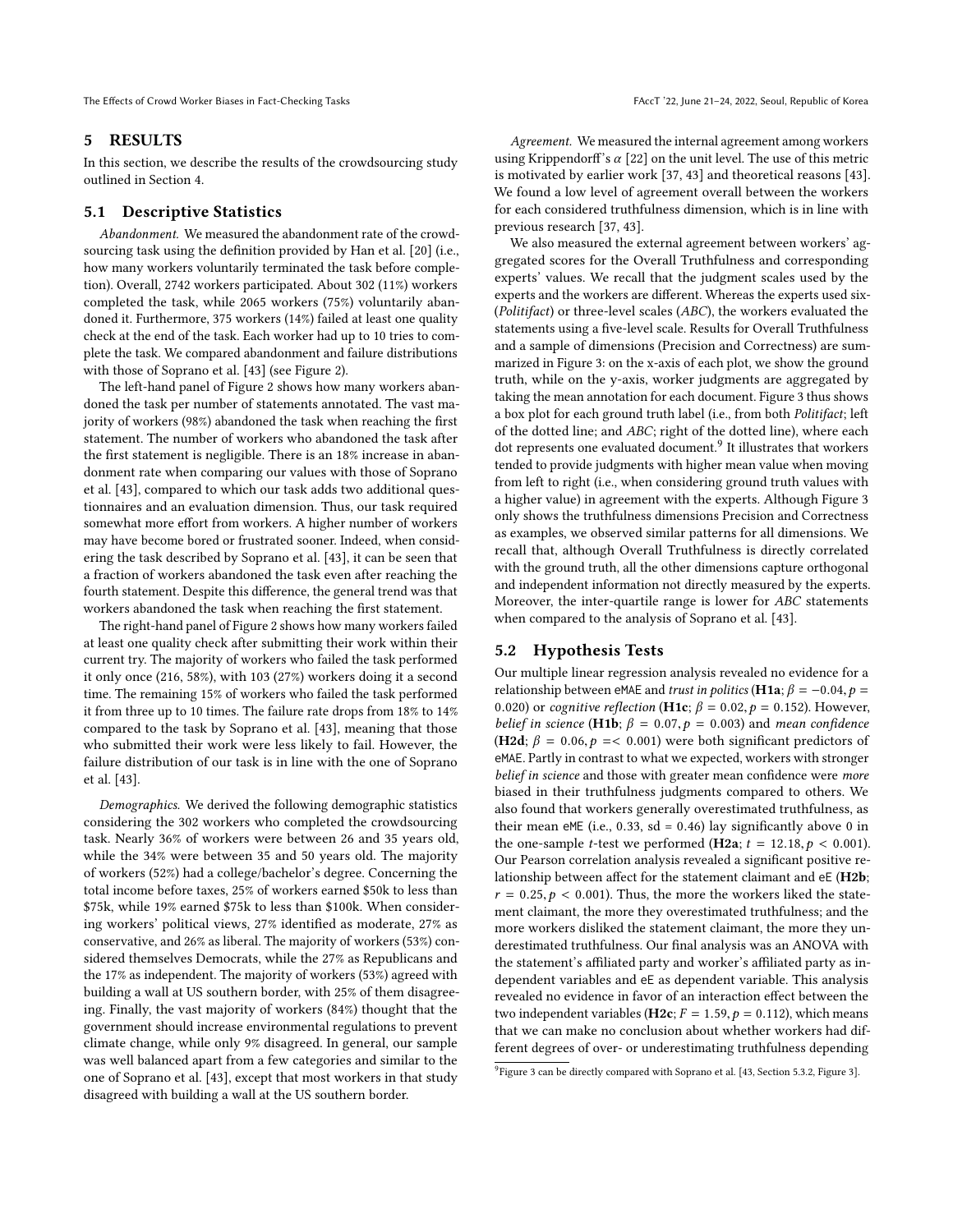## 5 RESULTS

In this section, we describe the results of the crowdsourcing study outlined in Section 4.

### 5.1 Descriptive Statistics

*Abandonment.* We measured the abandonment rate of the crowdsourcing task using the definition provided by Han et al. [20] (i.e., how many workers voluntarily terminated the task before completion). Overall, 2742 workers participated. About 302 (11%) workers completed the task, while 2065 workers (75%) voluntarily abandoned it. Furthermore, 375 workers (14%) failed at least one quality check at the end of the task. Each worker had up to 10 tries to complete the task. We compared abandonment and failure distributions with those of Soprano et al. [43] (see Figure 2).

The left-hand panel of Figure 2 shows how many workers abandoned the task per number of statements annotated. The vast majority of workers (98%) abandoned the task when reaching the first statement. The number of workers who abandoned the task after the first statement is negligible. There is an 18% increase in abandonment rate when comparing our values with those of Soprano et al. [43], compared to which our task adds two additional questionnaires and an evaluation dimension. Thus, our task required somewhat more effort from workers. A higher number of workers may have become bored or frustrated sooner. Indeed, when considering the task described by Soprano et al. [43], it can be seen that a fraction of workers abandoned the task even after reaching the fourth statement. Despite this difference, the general trend was that workers abandoned the task when reaching the first statement.

The right-hand panel of Figure 2 shows how many workers failed at least one quality check after submitting their work within their current try. The majority of workers who failed the task performed it only once (216, 58%), with 103 (27%) workers doing it a second time. The remaining 15% of workers who failed the task performed it from three up to 10 times. The failure rate drops from 18% to 14% compared to the task by Soprano et al. [43], meaning that those who submitted their work were less likely to fail. However, the failure distribution of our task is in line with the one of Soprano et al. [43].

*Demographics.* We derived the following demographic statistics considering the 302 workers who completed the crowdsourcing task. Nearly 36% of workers were between 26 and 35 years old, while the 34% were between 35 and 50 years old. The majority of workers (52%) had a college/bachelor's degree. Concerning the total income before taxes, 25% of workers earned \$50k to less than \$75k, while 19% earned \$75k to less than \$100k. When considering workers' political views, 27% identified as moderate, 27% as conservative, and 26% as liberal. The majority of workers (53%) considered themselves Democrats, while the 27% as Republicans and the 17% as independent. The majority of workers (53%) agreed with building a wall at US southern border, with 25% of them disagreeing. Finally, the vast majority of workers (84%) thought that the government should increase environmental regulations to prevent climate change, while only 9% disagreed. In general, our sample was well balanced apart from a few categories and similar to the one of Soprano et al. [43], except that most workers in that study disagreed with building a wall at the US southern border.

*Agreement.* We measured the internal agreement among workers using Krippendorff's $\alpha$ [22] on the unit level. The use of this metric is motivated by earlier work [37, 43] and theoretical reasons [43]. We found a low level of agreement overall between the workers for each considered truthfulness dimension, which is in line with previous research [37, 43].

We also measured the external agreement between workers' aggregated scores for the Overall Truthfulness and corresponding experts' values. We recall that the judgment scales used by the experts and the workers are different. Whereas the experts used six- (*Politifact*) or three-level scales (*ABC*), the workers evaluated the statements using a five-level scale. Results for Overall Truthfulness and a sample of dimensions (Precision and Correctness) are summarized in Figure 3: on the x-axis of each plot, we show the ground truth, while on the y-axis, worker judgments are aggregated by taking the mean annotation for each document. Figure 3 thus shows a box plot for each ground truth label (i.e., from both *Politifact*; left of the dotted line; and *ABC*; right of the dotted line), where each dot represents one evaluated document.[9] It illustrates that workers tended to provide judgments with higher mean value when moving from left to right (i.e., when considering ground truth values with a higher value) in agreement with the experts. Although Figure 3 only shows the truthfulness dimensions Precision and Correctness as examples, we observed similar patterns for all dimensions. We recall that, although Overall Truthfulness is directly correlated with the ground truth, all the other dimensions capture orthogonal and independent information not directly measured by the experts. Moreover, the inter-quartile range is lower for *ABC* statements when compared to the analysis of Soprano et al. [43].

### 5.2 Hypothesis Tests

Our multiple linear regression analysis revealed no evidence for a relationship between eMAE and *trust in politics* (**H1a**; $\beta = -0.04, p = 0.020$) or *cognitive reflection* (**H1c**; $\beta = 0.02, p = 0.152$). However, *belief in science* (**H1b**; $\beta = 0.07, p = 0.003$) and *mean confidence* (**H2d**; $\beta = 0.06, p =< 0.001$) were both significant predictors of eMAE. Partly in contrast to what we expected, workers with stronger *belief in science* and those with greater mean confidence were *more* biased in their truthfulness judgments compared to others. We also found that workers generally overestimated truthfulness, as their mean eME (i.e., 0.33, sd = 0.46) lay significantly above 0 in the one-sample $t$-test we performed (**H2a**; $t = 12.18, p < 0.001$). Our Pearson correlation analysis revealed a significant positive relationship between affect for the statement claimant and eE (**H2b**; $r = 0.25, p < 0.001$). Thus, the more the workers liked the statement claimant, the more they overestimated truthfulness; and the more workers disliked the statement claimant, the more they underestimated truthfulness. Our final analysis was an ANOVA with the statement's affiliated party and worker's affiliated party as independent variables and eE as dependent variable. This analysis revealed no evidence in favor of an interaction effect between the two independent variables (**H2c**; $F = 1.59, p = 0.112$), which means that we can make no conclusion about whether workers had different degrees of over- or underestimating truthfulness depending

[9] Figure 3 can be directly compared with Soprano et al. [43, Section 5.3.2, Figure 3].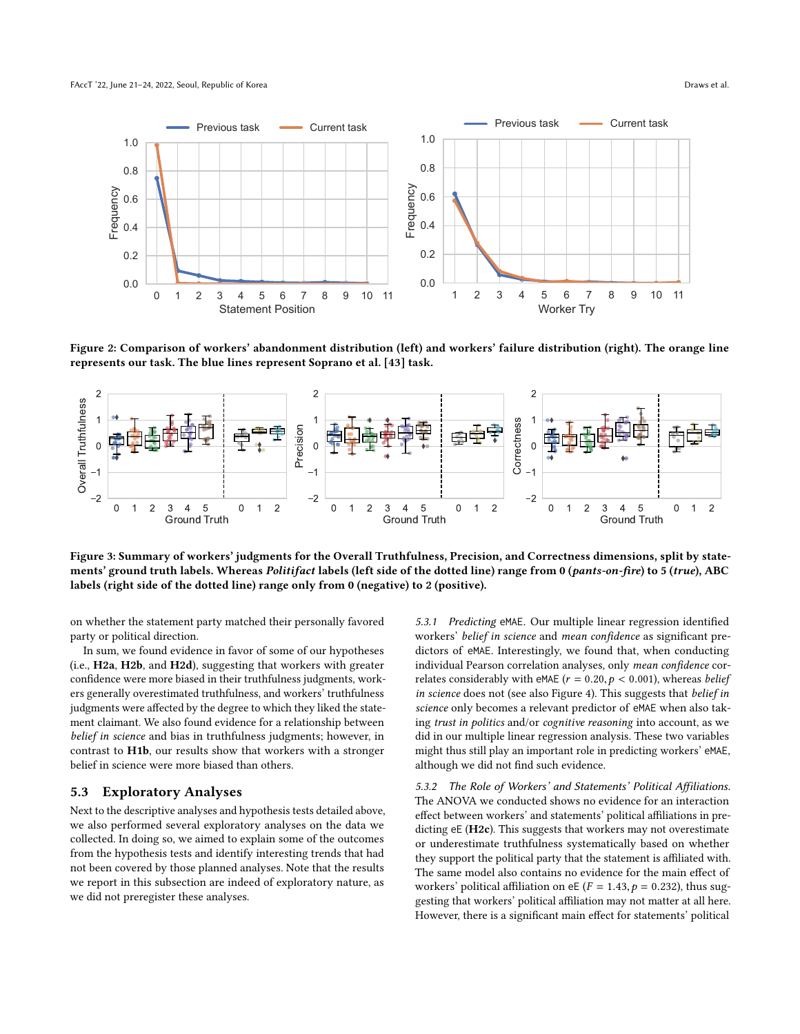Figure 2: Comparison of workers' abandonment distribution (left) and workers' failure distribution (right). The orange line represents our task. The blue lines represent Soprano et al. [43] task.

Figure 3: Summary of workers' judgments for the Overall Truthfulness, Precision, and Correctness dimensions, split by statements' ground truth labels. Whereas *Politifact* labels (left side of the dotted line) range from 0 (*pants-on-fire*) to 5 (*true*), ABC labels (right side of the dotted line) range only from 0 (negative) to 2 (positive).

on whether the statement party matched their personally favored party or political direction.

In sum, we found evidence in favor of some of our hypotheses (i.e., **H2a**, **H2b**, and **H2d**), suggesting that workers with greater confidence were more biased in their truthfulness judgments, workers generally overestimated truthfulness, and workers' truthfulness judgments were affected by the degree to which they liked the statement claimant. We also found evidence for a relationship between *belief in science* and bias in truthfulness judgments; however, in contrast to **H1b**, our results show that workers with a stronger belief in science were more biased than others.

## 5.3 Exploratory Analyses

Next to the descriptive analyses and hypothesis tests detailed above, we also performed several exploratory analyses on the data we collected. In doing so, we aimed to explain some of the outcomes from the hypothesis tests and identify interesting trends that had not been covered by those planned analyses. Note that the results we report in this subsection are indeed of exploratory nature, as we did not preregister these analyses.

*5.3.1 Predicting* eMAE. Our multiple linear regression identified workers' *belief in science* and *mean confidence* as significant predictors of eMAE. Interestingly, we found that, when conducting individual Pearson correlation analyses, only *mean confidence* correlates considerably with eMAE ($r = 0.20, p < 0.001$), whereas *belief in science* does not (see also Figure 4). This suggests that *belief in science* only becomes a relevant predictor of eMAE when also taking *trust in politics* and/or *cognitive reasoning* into account, as we did in our multiple linear regression analysis. These two variables might thus still play an important role in predicting workers' eMAE, although we did not find such evidence.

*5.3.2 The Role of Workers' and Statements' Political Affiliations.* The ANOVA we conducted shows no evidence for an interaction effect between workers' and statements' political affiliations in predicting eE (**H2c**). This suggests that workers may not overestimate or underestimate truthfulness systematically based on whether they support the political party that the statement is affiliated with. The same model also contains no evidence for the main effect of workers' political affiliation on eE ($F = 1.43, p = 0.232$), thus suggesting that workers' political affiliation may not matter at all here. However, there is a significant main effect for statements' political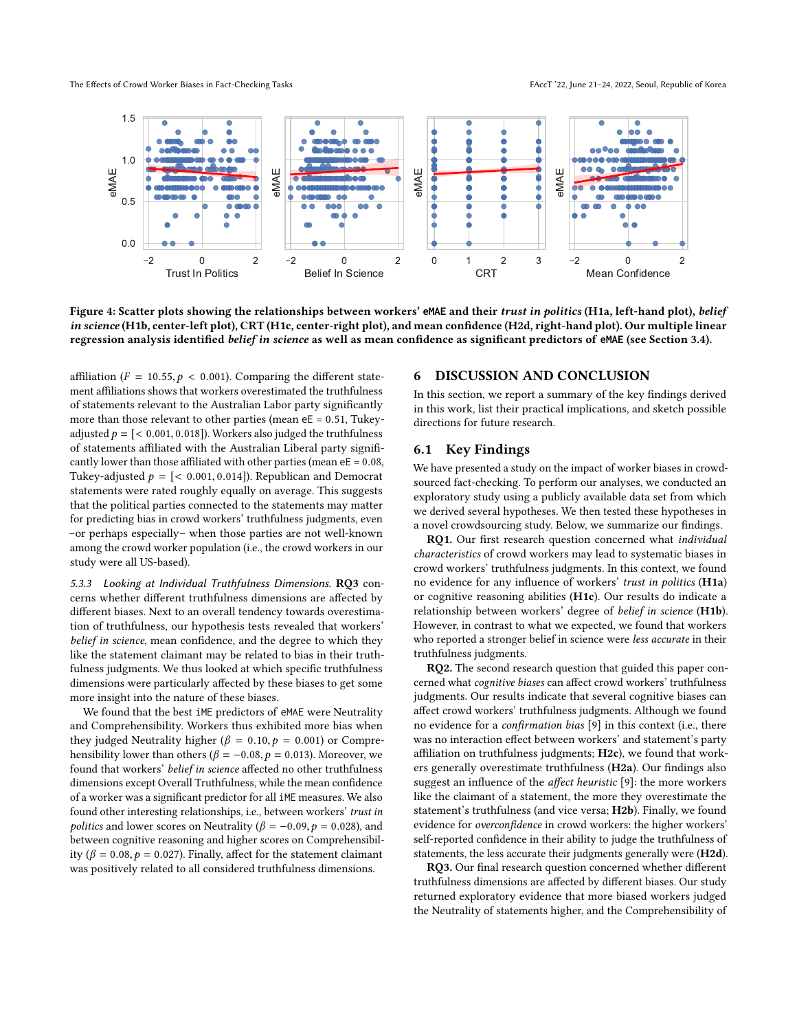Figure 4: Scatter plots showing the relationships between workers' eMAE and their *trust in politics* (H1a, left-hand plot), *belief in science* (H1b, center-left plot), CRT (H1c, center-right plot), and mean confidence (H2d, right-hand plot). Our multiple linear regression analysis identified *belief in science* as well as mean confidence as significant predictors of eMAE (see Section 3.4).

affiliation ($F = 10.55, p < 0.001$). Comparing the different statement affiliations shows that workers overestimated the truthfulness of statements relevant to the Australian Labor party significantly more than those relevant to other parties (mean eE = 0.51, Tukey-adjusted $p = [< 0.001, 0.018]$). Workers also judged the truthfulness of statements affiliated with the Australian Liberal party significantly lower than those affiliated with other parties (mean eE = 0.08, Tukey-adjusted $p = [< 0.001, 0.014]$). Republican and Democrat statements were rated roughly equally on average. This suggests that the political parties connected to the statements may matter for predicting bias in crowd workers' truthfulness judgments, even –or perhaps especially– when those parties are not well-known among the crowd worker population (i.e., the crowd workers in our study were all US-based).

*5.3.3 Looking at Individual Truthfulness Dimensions.* **RQ3** concerns whether different truthfulness dimensions are affected by different biases. Next to an overall tendency towards overestimation of truthfulness, our hypothesis tests revealed that workers' *belief in science*, mean confidence, and the degree to which they like the statement claimant may be related to bias in their truthfulness judgments. We thus looked at which specific truthfulness dimensions were particularly affected by these biases to get some more insight into the nature of these biases.

We found that the best iME predictors of eMAE were Neutrality and Comprehensibility. Workers thus exhibited more bias when they judged Neutrality higher ($\beta = 0.10, p = 0.001$) or Comprehensibility lower than others ($\beta = -0.08, p = 0.013$). Moreover, we found that workers' *belief in science* affected no other truthfulness dimensions except Overall Truthfulness, while the mean confidence of a worker was a significant predictor for all iME measures. We also found other interesting relationships, i.e., between workers' *trust in politics* and lower scores on Neutrality ($\beta = -0.09, p = 0.028$), and between cognitive reasoning and higher scores on Comprehensibility ($\beta = 0.08, p = 0.027$). Finally, affect for the statement claimant was positively related to all considered truthfulness dimensions.

## 6 DISCUSSION AND CONCLUSION

In this section, we report a summary of the key findings derived in this work, list their practical implications, and sketch possible directions for future research.

### 6.1 Key Findings

We have presented a study on the impact of worker biases in crowdsourced fact-checking. To perform our analyses, we conducted an exploratory study using a publicly available data set from which we derived several hypotheses. We then tested these hypotheses in a novel crowdsourcing study. Below, we summarize our findings.

**RQ1.** Our first research question concerned what *individual characteristics* of crowd workers may lead to systematic biases in crowd workers' truthfulness judgments. In this context, we found no evidence for any influence of workers' *trust in politics* (**H1a**) or cognitive reasoning abilities (**H1c**). Our results do indicate a relationship between workers' degree of *belief in science* (**H1b**). However, in contrast to what we expected, we found that workers who reported a stronger belief in science were *less accurate* in their truthfulness judgments.

**RQ2.** The second research question that guided this paper concerned what *cognitive biases* can affect crowd workers' truthfulness judgments. Our results indicate that several cognitive biases can affect crowd workers' truthfulness judgments. Although we found no evidence for a *confirmation bias* [9] in this context (i.e., there was no interaction effect between workers' and statement's party affiliation on truthfulness judgments; **H2c**), we found that workers generally overestimate truthfulness (**H2a**). Our findings also suggest an influence of the *affect heuristic* [9]: the more workers like the claimant of a statement, the more they overestimate the statement's truthfulness (and vice versa; **H2b**). Finally, we found evidence for *overconfidence* in crowd workers: the higher workers' self-reported confidence in their ability to judge the truthfulness of statements, the less accurate their judgments generally were (**H2d**).

**RQ3.** Our final research question concerned whether different truthfulness dimensions are affected by different biases. Our study returned exploratory evidence that more biased workers judged the Neutrality of statements higher, and the Comprehensibility of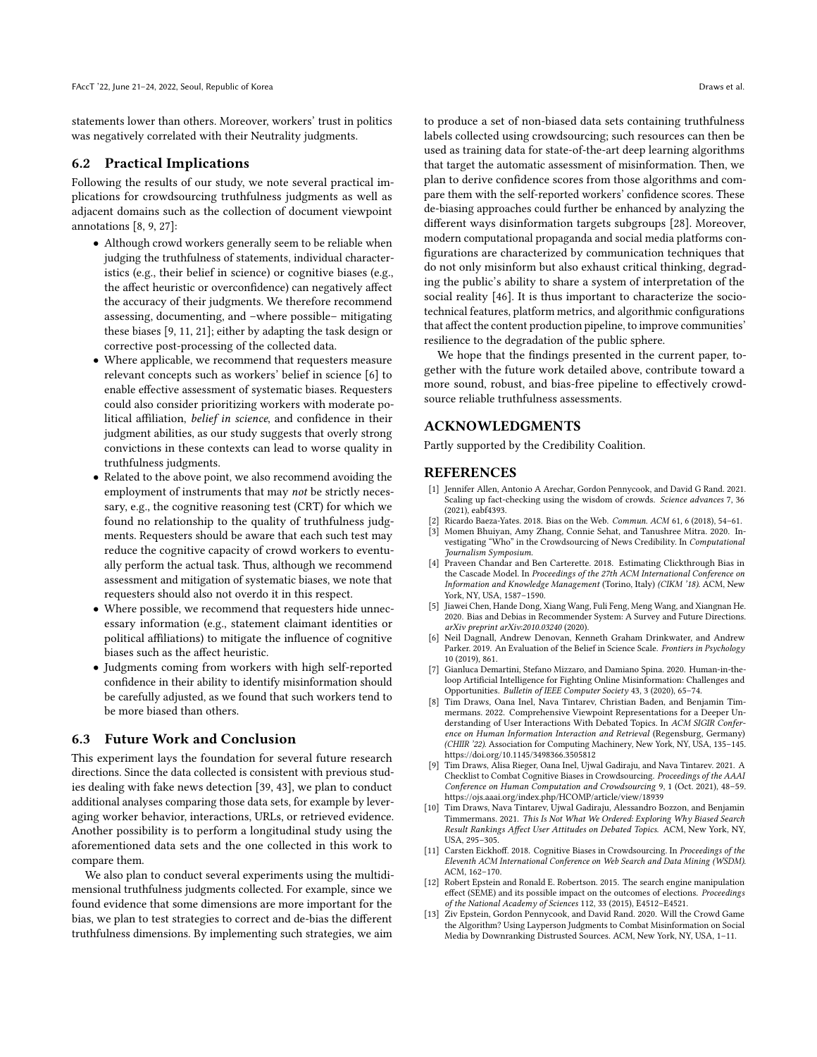statements lower than others. Moreover, workers' trust in politics was negatively correlated with their Neutrality judgments.

### 6.2 Practical Implications

Following the results of our study, we note several practical implications for crowdsourcing truthfulness judgments as well as adjacent domains such as the collection of document viewpoint annotations [8, 9, 27]:

- Although crowd workers generally seem to be reliable when judging the truthfulness of statements, individual characteristics (e.g., their belief in science) or cognitive biases (e.g., the affect heuristic or overconfidence) can negatively affect the accuracy of their judgments. We therefore recommend assessing, documenting, and –where possible– mitigating these biases [9, 11, 21]; either by adapting the task design or corrective post-processing of the collected data.
- Where applicable, we recommend that requesters measure relevant concepts such as workers' belief in science [6] to enable effective assessment of systematic biases. Requesters could also consider prioritizing workers with moderate political affiliation, *belief in science*, and confidence in their judgment abilities, as our study suggests that overly strong convictions in these contexts can lead to worse quality in truthfulness judgments.
- Related to the above point, we also recommend avoiding the employment of instruments that may *not* be strictly necessary, e.g., the cognitive reasoning test (CRT) for which we found no relationship to the quality of truthfulness judgments. Requesters should be aware that each such test may reduce the cognitive capacity of crowd workers to eventually perform the actual task. Thus, although we recommend assessment and mitigation of systematic biases, we note that requesters should also not overdo it in this respect.
- Where possible, we recommend that requesters hide unnecessary information (e.g., statement claimant identities or political affiliations) to mitigate the influence of cognitive biases such as the affect heuristic.
- Judgments coming from workers with high self-reported confidence in their ability to identify misinformation should be carefully adjusted, as we found that such workers tend to be more biased than others.

### 6.3 Future Work and Conclusion

This experiment lays the foundation for several future research directions. Since the data collected is consistent with previous studies dealing with fake news detection [39, 43], we plan to conduct additional analyses comparing those data sets, for example by leveraging worker behavior, interactions, URLs, or retrieved evidence. Another possibility is to perform a longitudinal study using the aforementioned data sets and the one collected in this work to compare them.

We also plan to conduct several experiments using the multidimensional truthfulness judgments collected. For example, since we found evidence that some dimensions are more important for the bias, we plan to test strategies to correct and de-bias the different truthfulness dimensions. By implementing such strategies, we aim to produce a set of non-biased data sets containing truthfulness labels collected using crowdsourcing; such resources can then be used as training data for state-of-the-art deep learning algorithms that target the automatic assessment of misinformation. Then, we plan to derive confidence scores from those algorithms and compare them with the self-reported workers' confidence scores. These de-biasing approaches could further be enhanced by analyzing the different ways disinformation targets subgroups [28]. Moreover, modern computational propaganda and social media platforms configurations are characterized by communication techniques that do not only misinform but also exhaust critical thinking, degrading the public's ability to share a system of interpretation of the social reality [46]. It is thus important to characterize the sociotechnical features, platform metrics, and algorithmic configurations that affect the content production pipeline, to improve communities' resilience to the degradation of the public sphere.

We hope that the findings presented in the current paper, together with the future work detailed above, contribute toward a more sound, robust, and bias-free pipeline to effectively crowdsource reliable truthfulness assessments.

## ACKNOWLEDGMENTS

Partly supported by the Credibility Coalition.

## REFERENCES

[1] Jennifer Allen, Antonio A Arechar, Gordon Pennycook, and David G Rand. 2021. Scaling up fact-checking using the wisdom of crowds. *Science advances* 7, 36 (2021), eabf4393.

[2] Ricardo Baeza-Yates. 2018. Bias on the Web. *Commun. ACM* 61, 6 (2018), 54–61.

[3] Momen Bhuiyan, Amy Zhang, Connie Sehat, and Tanushree Mitra. 2020. Investigating "Who" in the Crowdsourcing of News Credibility. In *Computational Journalism Symposium.*

[4] Praveen Chandar and Ben Carterette. 2018. Estimating Clickthrough Bias in the Cascade Model. In *Proceedings of the 27th ACM International Conference on Information and Knowledge Management* (Torino, Italy) *(CIKM '18)*. ACM, New York, NY, USA, 1587–1590.

[5] Jiawei Chen, Hande Dong, Xiang Wang, Fuli Feng, Meng Wang, and Xiangnan He. 2020. Bias and Debias in Recommender System: A Survey and Future Directions. *arXiv preprint arXiv:2010.03240* (2020).

[6] Neil Dagnall, Andrew Denovan, Kenneth Graham Drinkwater, and Andrew Parker. 2019. An Evaluation of the Belief in Science Scale. *Frontiers in Psychology* 10 (2019), 861.

[7] Gianluca Demartini, Stefano Mizzaro, and Damiano Spina. 2020. Human-in-the-loop Artificial Intelligence for Fighting Online Misinformation: Challenges and Opportunities. *Bulletin of IEEE Computer Society* 43, 3 (2020), 65–74.

[8] Tim Draws, Oana Inel, Nava Tintarev, Christian Baden, and Benjamin Timmermans. 2022. Comprehensive Viewpoint Representations for a Deeper Understanding of User Interactions With Debated Topics. In *ACM SIGIR Conference on Human Information Interaction and Retrieval* (Regensburg, Germany) *(CHIIR '22)*. Association for Computing Machinery, New York, NY, USA, 135–145. https://doi.org/10.1145/3498366.3505812

[9] Tim Draws, Alisa Rieger, Oana Inel, Ujwal Gadiraju, and Nava Tintarev. 2021. A Checklist to Combat Cognitive Biases in Crowdsourcing. *Proceedings of the AAAI Conference on Human Computation and Crowdsourcing* 9, 1 (Oct. 2021), 48–59. https://ojs.aaai.org/index.php/HCOMP/article/view/18939

[10] Tim Draws, Nava Tintarev, Ujwal Gadiraju, Alessandro Bozzon, and Benjamin Timmermans. 2021. *This Is Not What We Ordered: Exploring Why Biased Search Result Rankings Affect User Attitudes on Debated Topics.* ACM, New York, NY, USA, 295–305.

[11] Carsten Eickhoff. 2018. Cognitive Biases in Crowdsourcing. In *Proceedings of the Eleventh ACM International Conference on Web Search and Data Mining (WSDM)*. ACM, 162–170.

[12] Robert Epstein and Ronald E. Robertson. 2015. The search engine manipulation effect (SEME) and its possible impact on the outcomes of elections. *Proceedings of the National Academy of Sciences* 112, 33 (2015), E4512–E4521.

[13] Ziv Epstein, Gordon Pennycook, and David Rand. 2020. Will the Crowd Game the Algorithm? Using Layperson Judgments to Combat Misinformation on Social Media by Downranking Distrusted Sources. ACM, New York, NY, USA, 1–11.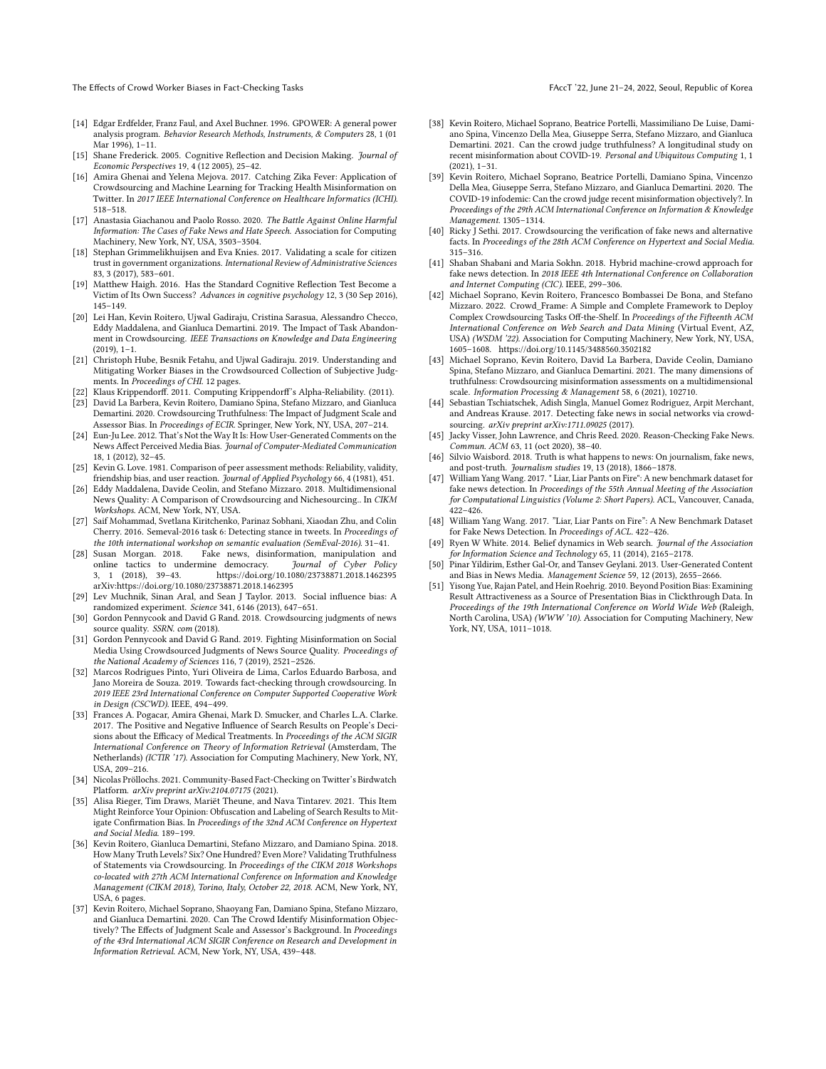[14] Edgar Erdfelder, Franz Faul, and Axel Buchner. 1996. GPOWER: A general power analysis program. *Behavior Research Methods, Instruments, & Computers* 28, 1 (01 Mar 1996), 1–11.

[15] Shane Frederick. 2005. Cognitive Reflection and Decision Making. *Journal of Economic Perspectives* 19, 4 (12 2005), 25–42.

[16] Amira Ghenai and Yelena Mejova. 2017. Catching Zika Fever: Application of Crowdsourcing and Machine Learning for Tracking Health Misinformation on Twitter. In *2017 IEEE International Conference on Healthcare Informatics (ICHI)*. 518–518.

[17] Anastasia Giachanou and Paolo Rosso. 2020. *The Battle Against Online Harmful Information: The Cases of Fake News and Hate Speech*. Association for Computing Machinery, New York, NY, USA, 3503–3504.

[18] Stephan Grimmelikhuijsen and Eva Knies. 2017. Validating a scale for citizen trust in government organizations. *International Review of Administrative Sciences* 83, 3 (2017), 583–601.

[19] Matthew Haigh. 2016. Has the Standard Cognitive Reflection Test Become a Victim of Its Own Success? *Advances in cognitive psychology* 12, 3 (30 Sep 2016), 145–149.

[20] Lei Han, Kevin Roitero, Ujwal Gadiraju, Cristina Sarasua, Alessandro Checco, Eddy Maddalena, and Gianluca Demartini. 2019. The Impact of Task Abandonment in Crowdsourcing. *IEEE Transactions on Knowledge and Data Engineering* (2019), 1–1.

[21] Christoph Hube, Besnik Fetahu, and Ujwal Gadiraju. 2019. Understanding and Mitigating Worker Biases in the Crowdsourced Collection of Subjective Judgments. In *Proceedings of CHI*. 12 pages.

[22] Klaus Krippendorff. 2011. Computing Krippendorff's Alpha-Reliability. (2011).

[23] David La Barbera, Kevin Roitero, Damiano Spina, Stefano Mizzaro, and Gianluca Demartini. 2020. Crowdsourcing Truthfulness: The Impact of Judgment Scale and Assessor Bias. In *Proceedings of ECIR*. Springer, New York, NY, USA, 207–214.

[24] Eun-Ju Lee. 2012. That's Not the Way It Is: How User-Generated Comments on the News Affect Perceived Media Bias. *Journal of Computer-Mediated Communication* 18, 1 (2012), 32–45.

[25] Kevin G. Love. 1981. Comparison of peer assessment methods: Reliability, validity, friendship bias, and user reaction. *Journal of Applied Psychology* 66, 4 (1981), 451.

[26] Eddy Maddalena, Davide Ceolin, and Stefano Mizzaro. 2018. Multidimensional News Quality: A Comparison of Crowdsourcing and Nichesourcing.. In *CIKM Workshops*. ACM, New York, NY, USA.

[27] Saif Mohammad, Svetlana Kiritchenko, Parinaz Sobhani, Xiaodan Zhu, and Colin Cherry. 2016. Semeval-2016 task 6: Detecting stance in tweets. In *Proceedings of the 10th international workshop on semantic evaluation (SemEval-2016)*. 31–41.

[28] Susan Morgan. 2018. Fake news, disinformation, manipulation and online tactics to undermine democracy. *Journal of Cyber Policy* 3, 1 (2018), 39–43. https://doi.org/10.1080/23738871.2018.1462395 arXiv:https://doi.org/10.1080/23738871.2018.1462395

[29] Lev Muchnik, Sinan Aral, and Sean J Taylor. 2013. Social influence bias: A randomized experiment. *Science* 341, 6146 (2013), 647–651.

[30] Gordon Pennycook and David G Rand. 2018. Crowdsourcing judgments of news source quality. *SSRN. com* (2018).

[31] Gordon Pennycook and David G Rand. 2019. Fighting Misinformation on Social Media Using Crowdsourced Judgments of News Source Quality. *Proceedings of the National Academy of Sciences* 116, 7 (2019), 2521–2526.

[32] Marcos Rodrigues Pinto, Yuri Oliveira de Lima, Carlos Eduardo Barbosa, and Jano Moreira de Souza. 2019. Towards fact-checking through crowdsourcing. In *2019 IEEE 23rd International Conference on Computer Supported Cooperative Work in Design (CSCWD)*. IEEE, 494–499.

[33] Frances A. Pogacar, Amira Ghenai, Mark D. Smucker, and Charles L.A. Clarke. 2017. The Positive and Negative Influence of Search Results on People's Decisions about the Efficacy of Medical Treatments. In *Proceedings of the ACM SIGIR International Conference on Theory of Information Retrieval* (Amsterdam, The Netherlands) *(ICTIR '17)*. Association for Computing Machinery, New York, NY, USA, 209–216.

[34] Nicolas Pröllochs. 2021. Community-Based Fact-Checking on Twitter's Birdwatch Platform. *arXiv preprint arXiv:2104.07175* (2021).

[35] Alisa Rieger, Tim Draws, Mariët Theune, and Nava Tintarev. 2021. This Item Might Reinforce Your Opinion: Obfuscation and Labeling of Search Results to Mitigate Confirmation Bias. In *Proceedings of the 32nd ACM Conference on Hypertext and Social Media*. 189–199.

[36] Kevin Roitero, Gianluca Demartini, Stefano Mizzaro, and Damiano Spina. 2018. How Many Truth Levels? Six? One Hundred? Even More? Validating Truthfulness of Statements via Crowdsourcing. In *Proceedings of the CIKM 2018 Workshops co-located with 27th ACM International Conference on Information and Knowledge Management (CIKM 2018), Torino, Italy, October 22, 2018.* ACM, New York, NY, USA, 6 pages.

[37] Kevin Roitero, Michael Soprano, Shaoyang Fan, Damiano Spina, Stefano Mizzaro, and Gianluca Demartini. 2020. Can The Crowd Identify Misinformation Objectively? The Effects of Judgment Scale and Assessor's Background. In *Proceedings of the 43rd International ACM SIGIR Conference on Research and Development in Information Retrieval*. ACM, New York, NY, USA, 439–448.

[38] Kevin Roitero, Michael Soprano, Beatrice Portelli, Massimiliano De Luise, Damiano Spina, Vincenzo Della Mea, Giuseppe Serra, Stefano Mizzaro, and Gianluca Demartini. 2021. Can the crowd judge truthfulness? A longitudinal study on recent misinformation about COVID-19. *Personal and Ubiquitous Computing* 1, 1 (2021), 1–31.

[39] Kevin Roitero, Michael Soprano, Beatrice Portelli, Damiano Spina, Vincenzo Della Mea, Giuseppe Serra, Stefano Mizzaro, and Gianluca Demartini. 2020. The COVID-19 infodemic: Can the crowd judge recent misinformation objectively?. In *Proceedings of the 29th ACM International Conference on Information & Knowledge Management*. 1305–1314.

[40] Ricky J Sethi. 2017. Crowdsourcing the verification of fake news and alternative facts. In *Proceedings of the 28th ACM Conference on Hypertext and Social Media*. 315–316.

[41] Shaban Shabani and Maria Sokhn. 2018. Hybrid machine-crowd approach for fake news detection. In *2018 IEEE 4th International Conference on Collaboration and Internet Computing (CIC)*. IEEE, 299–306.

[42] Michael Soprano, Kevin Roitero, Francesco Bombassei De Bona, and Stefano Mizzaro. 2022. Crowd_Frame: A Simple and Complete Framework to Deploy Complex Crowdsourcing Tasks Off-the-Shelf. In *Proceedings of the Fifteenth ACM International Conference on Web Search and Data Mining* (Virtual Event, AZ, USA) *(WSDM '22)*. Association for Computing Machinery, New York, NY, USA, 1605–1608. https://doi.org/10.1145/3488560.3502182

[43] Michael Soprano, Kevin Roitero, David La Barbera, Davide Ceolin, Damiano Spina, Stefano Mizzaro, and Gianluca Demartini. 2021. The many dimensions of truthfulness: Crowdsourcing misinformation assessments on a multidimensional scale. *Information Processing & Management* 58, 6 (2021), 102710.

[44] Sebastian Tschiatschek, Adish Singla, Manuel Gomez Rodriguez, Arpit Merchant, and Andreas Krause. 2017. Detecting fake news in social networks via crowdsourcing. *arXiv preprint arXiv:1711.09025* (2017).

[45] Jacky Visser, John Lawrence, and Chris Reed. 2020. Reason-Checking Fake News. *Commun. ACM* 63, 11 (oct 2020), 38–40.

[46] Silvio Waisbord. 2018. Truth is what happens to news: On journalism, fake news, and post-truth. *Journalism studies* 19, 13 (2018), 1866–1878.

[47] William Yang Wang. 2017. " Liar, Liar Pants on Fire": A new benchmark dataset for fake news detection. In *Proceedings of the 55th Annual Meeting of the Association for Computational Linguistics (Volume 2: Short Papers)*. ACL, Vancouver, Canada, 422–426.

[48] William Yang Wang. 2017. "Liar, Liar Pants on Fire": A New Benchmark Dataset for Fake News Detection. In *Proceedings of ACL*. 422–426.

[49] Ryen W White. 2014. Belief dynamics in Web search. *Journal of the Association for Information Science and Technology* 65, 11 (2014), 2165–2178.

[50] Pinar Yildirim, Esther Gal-Or, and Tansev Geylani. 2013. User-Generated Content and Bias in News Media. *Management Science* 59, 12 (2013), 2655–2666.

[51] Yisong Yue, Rajan Patel, and Hein Roehrig. 2010. Beyond Position Bias: Examining Result Attractiveness as a Source of Presentation Bias in Clickthrough Data. In *Proceedings of the 19th International Conference on World Wide Web* (Raleigh, North Carolina, USA) *(WWW '10)*. Association for Computing Machinery, New York, NY, USA, 1011–1018.